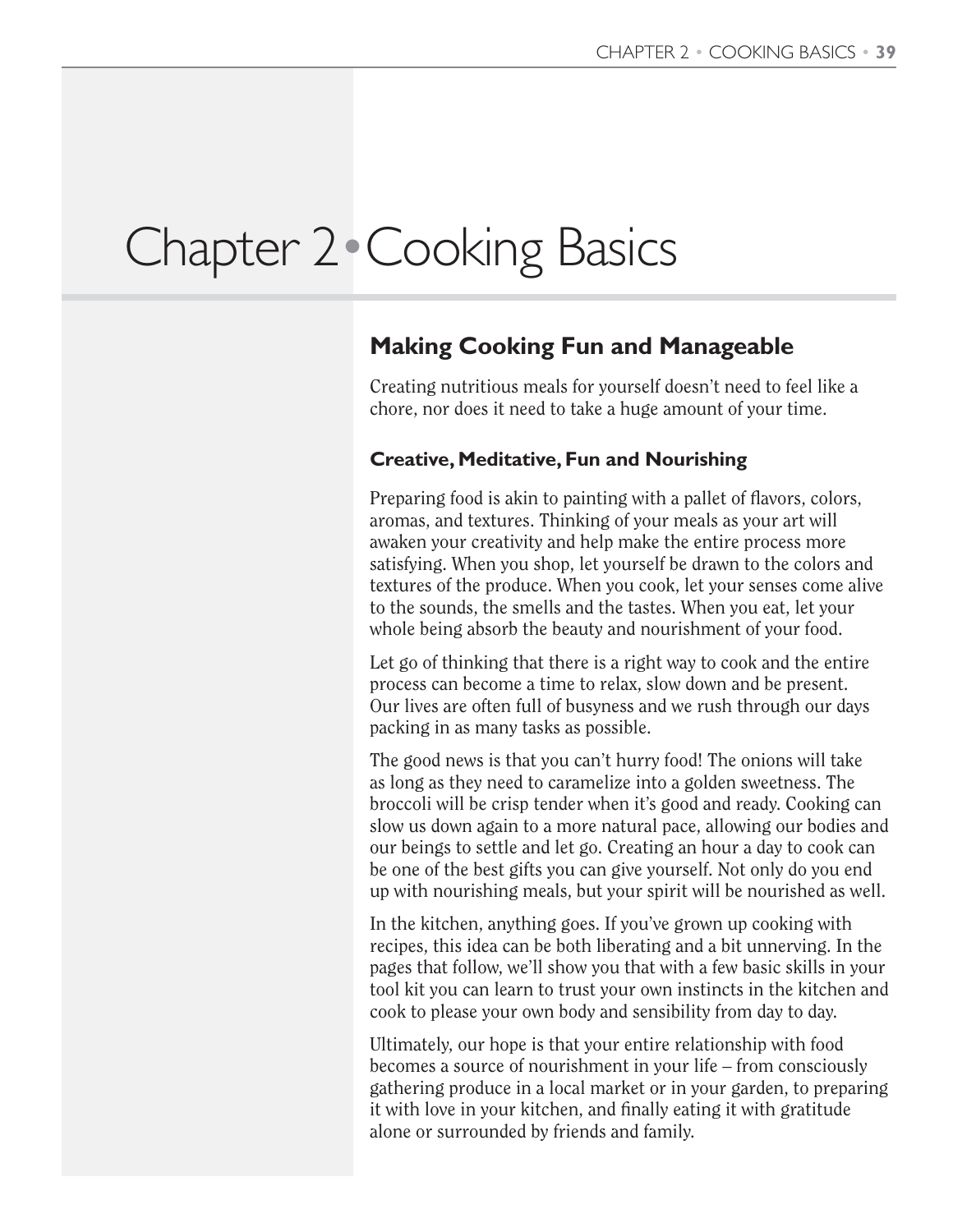# Chapter 2 • Cooking Basics

## Making Cooking Fun and Manageable

Creating nutritious meals for yourself doesn't need to feel like a chore, nor does it need to take a huge amount of your time.

### Creative, Meditative, Fun and Nourishing

Preparing food is akin to painting with a pallet of flavors, colors, aromas, and textures. Thinking of your meals as your art will awaken your creativity and help make the entire process more satisfying. When you shop, let yourself be drawn to the colors and textures of the produce. When you cook, let your senses come alive to the sounds, the smells and the tastes. When you eat, let your whole being absorb the beauty and nourishment of your food.

Let go of thinking that there is a right way to cook and the entire process can become a time to relax, slow down and be present. Our lives are often full of busyness and we rush through our days packing in as many tasks as possible.

The good news is that you can't hurry food! The onions will take as long as they need to caramelize into a golden sweetness. The broccoli will be crisp tender when it's good and ready. Cooking can slow us down again to a more natural pace, allowing our bodies and our beings to settle and let go. Creating an hour a day to cook can be one of the best gifts you can give yourself. Not only do you end up with nourishing meals, but your spirit will be nourished as well.

In the kitchen, anything goes. If you've grown up cooking with recipes, this idea can be both liberating and a bit unnerving. In the pages that follow, we'll show you that with a few basic skills in your tool kit you can learn to trust your own instincts in the kitchen and cook to please your own body and sensibility from day to day.

Ultimately, our hope is that your entire relationship with food becomes a source of nourishment in your life – from consciously gathering produce in a local market or in your garden, to preparing it with love in your kitchen, and finally eating it with gratitude alone or surrounded by friends and family.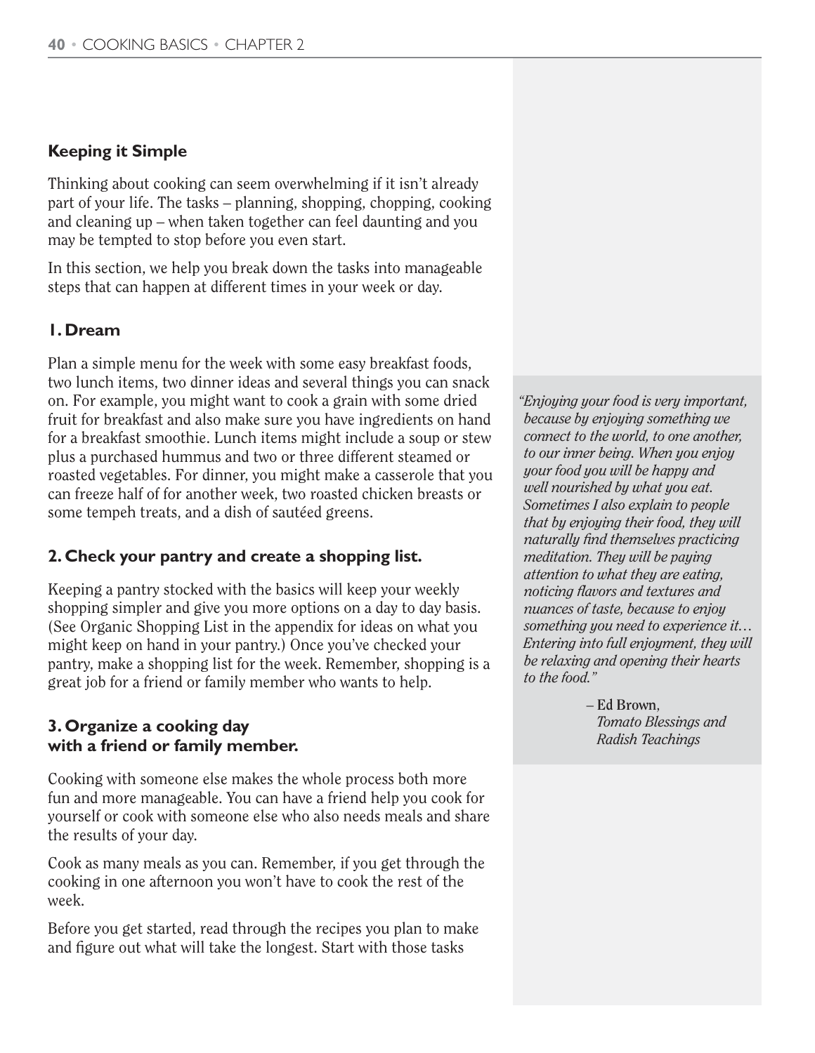## Keeping it Simple

Thinking about cooking can seem overwhelming if it isn't already part of your life. The tasks – planning, shopping, chopping, cooking and cleaning up – when taken together can feel daunting and you may be tempted to stop before you even start.

In this section, we help you break down the tasks into manageable steps that can happen at different times in your week or day.

### 1. Dream

Plan a simple menu for the week with some easy breakfast foods, two lunch items, two dinner ideas and several things you can snack on. For example, you might want to cook a grain with some dried fruit for breakfast and also make sure you have ingredients on hand for a breakfast smoothie. Lunch items might include a soup or stew plus a purchased hummus and two or three different steamed or roasted vegetables. For dinner, you might make a casserole that you can freeze half of for another week, two roasted chicken breasts or some tempeh treats, and a dish of sautéed greens.

### 2. Check your pantry and create a shopping list.

Keeping a pantry stocked with the basics will keep your weekly shopping simpler and give you more options on a day to day basis. (See Organic Shopping List in the appendix for ideas on what you might keep on hand in your pantry.) Once you've checked your pantry, make a shopping list for the week. Remember, shopping is a great job for a friend or family member who wants to help.

### 3. Organize a cooking day with a friend or family member.

Cooking with someone else makes the whole process both more fun and more manageable. You can have a friend help you cook for yourself or cook with someone else who also needs meals and share the results of your day.

Cook as many meals as you can. Remember, if you get through the cooking in one afternoon you won't have to cook the rest of the week.

Before you get started, read through the recipes you plan to make and figure out what will take the longest. Start with those tasks

> *"Enjoying your food is very important, because by enjoying something we connect to the world, to one another, to our inner being. When you enjoy your food you will be happy and well nourished by what you eat. Sometimes I also explain to people that by enjoying their food, they will naturally find themselves practicing meditation. They will be paying attention to what they are eating, noticing flavors and textures and nuances of taste, because to enjoy something you need to experience it… Entering into full enjoyment, they will be relaxing and opening their hearts to the food."*
>
> – Ed Brown, *Tomato Blessings and Radish Teachings*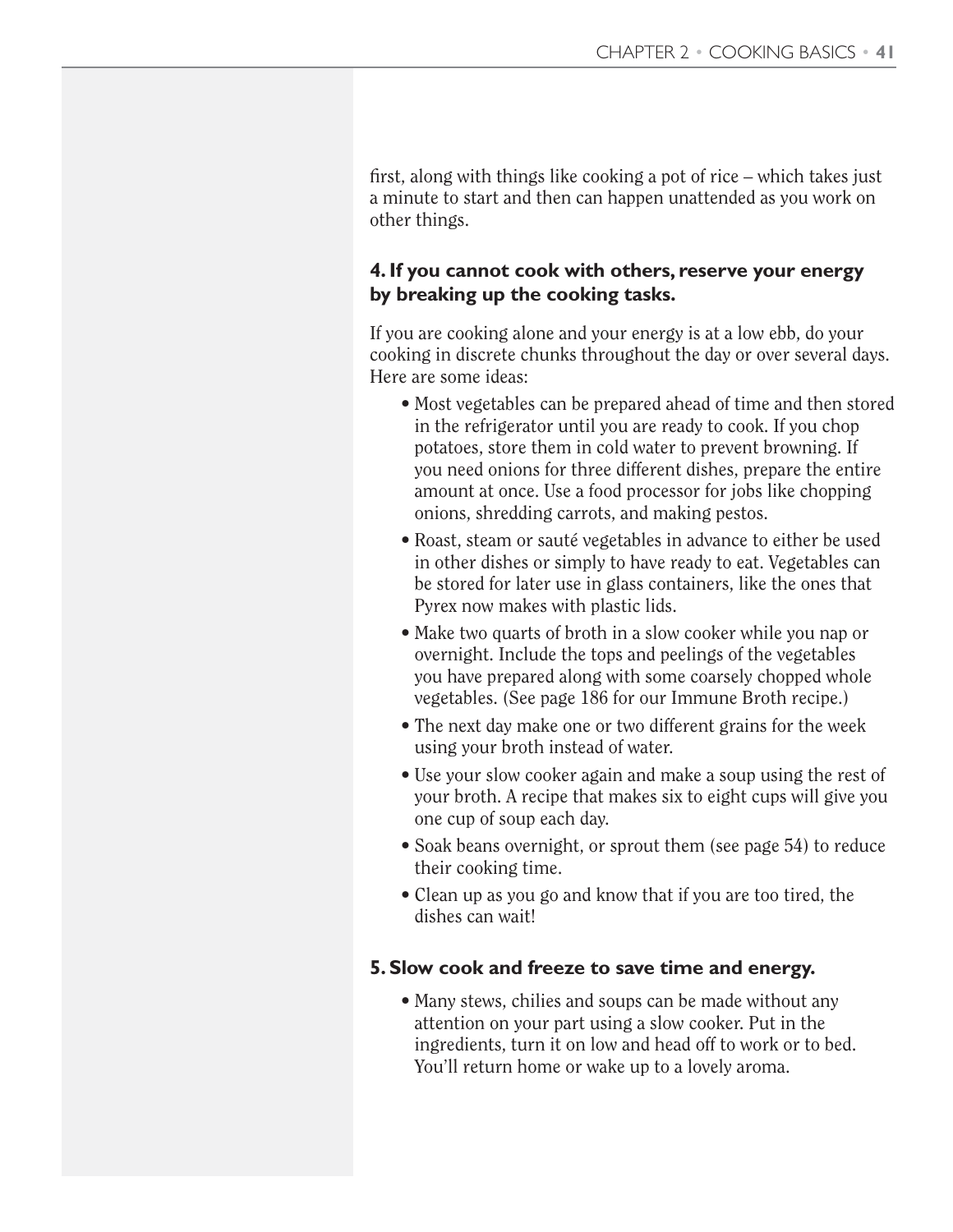first, along with things like cooking a pot of rice – which takes just a minute to start and then can happen unattended as you work on other things.

### 4. If you cannot cook with others, reserve your energy by breaking up the cooking tasks.

If you are cooking alone and your energy is at a low ebb, do your cooking in discrete chunks throughout the day or over several days. Here are some ideas:

- Most vegetables can be prepared ahead of time and then stored in the refrigerator until you are ready to cook. If you chop potatoes, store them in cold water to prevent browning. If you need onions for three different dishes, prepare the entire amount at once. Use a food processor for jobs like chopping onions, shredding carrots, and making pestos.
- Roast, steam or sauté vegetables in advance to either be used in other dishes or simply to have ready to eat. Vegetables can be stored for later use in glass containers, like the ones that Pyrex now makes with plastic lids.
- Make two quarts of broth in a slow cooker while you nap or overnight. Include the tops and peelings of the vegetables you have prepared along with some coarsely chopped whole vegetables. (See page 186 for our Immune Broth recipe.)
- The next day make one or two different grains for the week using your broth instead of water.
- Use your slow cooker again and make a soup using the rest of your broth. A recipe that makes six to eight cups will give you one cup of soup each day.
- Soak beans overnight, or sprout them (see page 54) to reduce their cooking time.
- Clean up as you go and know that if you are too tired, the dishes can wait!

### 5. Slow cook and freeze to save time and energy.

- Many stews, chilies and soups can be made without any attention on your part using a slow cooker. Put in the ingredients, turn it on low and head off to work or to bed. You'll return home or wake up to a lovely aroma.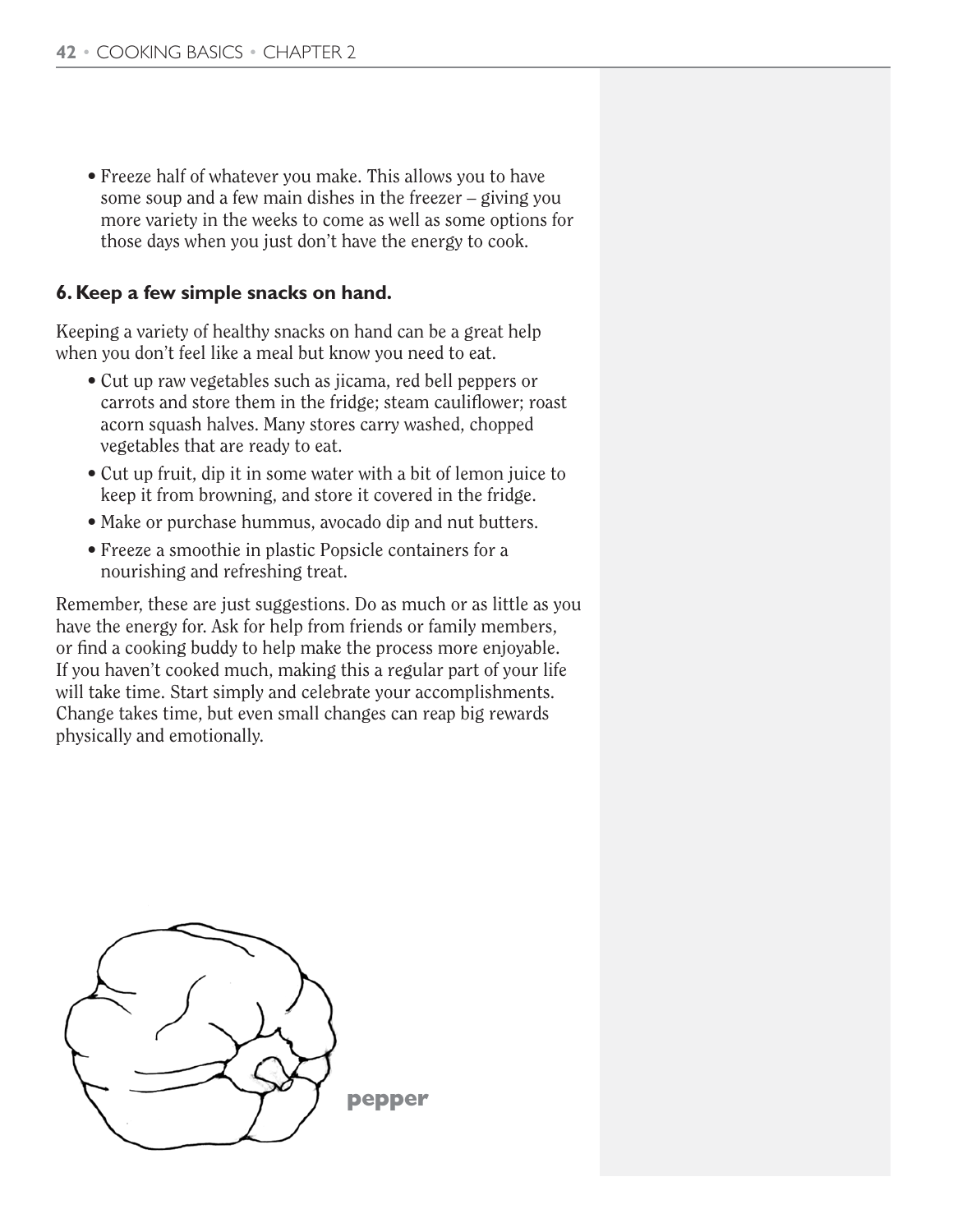- Freeze half of whatever you make. This allows you to have some soup and a few main dishes in the freezer – giving you more variety in the weeks to come as well as some options for those days when you just don't have the energy to cook.

### 6. Keep a few simple snacks on hand.

Keeping a variety of healthy snacks on hand can be a great help when you don't feel like a meal but know you need to eat.

- Cut up raw vegetables such as jicama, red bell peppers or carrots and store them in the fridge; steam cauliflower; roast acorn squash halves. Many stores carry washed, chopped vegetables that are ready to eat.
- Cut up fruit, dip it in some water with a bit of lemon juice to keep it from browning, and store it covered in the fridge.
- Make or purchase hummus, avocado dip and nut butters.
- Freeze a smoothie in plastic Popsicle containers for a nourishing and refreshing treat.

Remember, these are just suggestions. Do as much or as little as you have the energy for. Ask for help from friends or family members, or find a cooking buddy to help make the process more enjoyable. If you haven't cooked much, making this a regular part of your life will take time. Start simply and celebrate your accomplishments. Change takes time, but even small changes can reap big rewards physically and emotionally.

**pepper**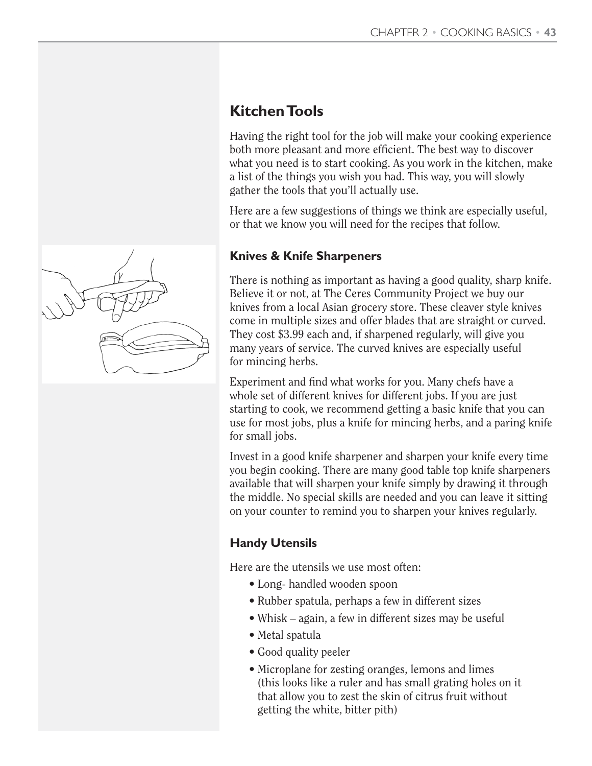## Kitchen Tools

Having the right tool for the job will make your cooking experience both more pleasant and more efficient. The best way to discover what you need is to start cooking. As you work in the kitchen, make a list of the things you wish you had. This way, you will slowly gather the tools that you'll actually use.

Here are a few suggestions of things we think are especially useful, or that we know you will need for the recipes that follow.

### Knives & Knife Sharpeners

There is nothing as important as having a good quality, sharp knife. Believe it or not, at The Ceres Community Project we buy our knives from a local Asian grocery store. These cleaver style knives come in multiple sizes and offer blades that are straight or curved. They cost $3.99 each and, if sharpened regularly, will give you many years of service. The curved knives are especially useful for mincing herbs.

Experiment and find what works for you. Many chefs have a whole set of different knives for different jobs. If you are just starting to cook, we recommend getting a basic knife that you can use for most jobs, plus a knife for mincing herbs, and a paring knife for small jobs.

Invest in a good knife sharpener and sharpen your knife every time you begin cooking. There are many good table top knife sharpeners available that will sharpen your knife simply by drawing it through the middle. No special skills are needed and you can leave it sitting on your counter to remind you to sharpen your knives regularly.

### Handy Utensils

Here are the utensils we use most often:

- Long- handled wooden spoon
- Rubber spatula, perhaps a few in different sizes
- Whisk – again, a few in different sizes may be useful
- Metal spatula
- Good quality peeler
- Microplane for zesting oranges, lemons and limes (this looks like a ruler and has small grating holes on it that allow you to zest the skin of citrus fruit without getting the white, bitter pith)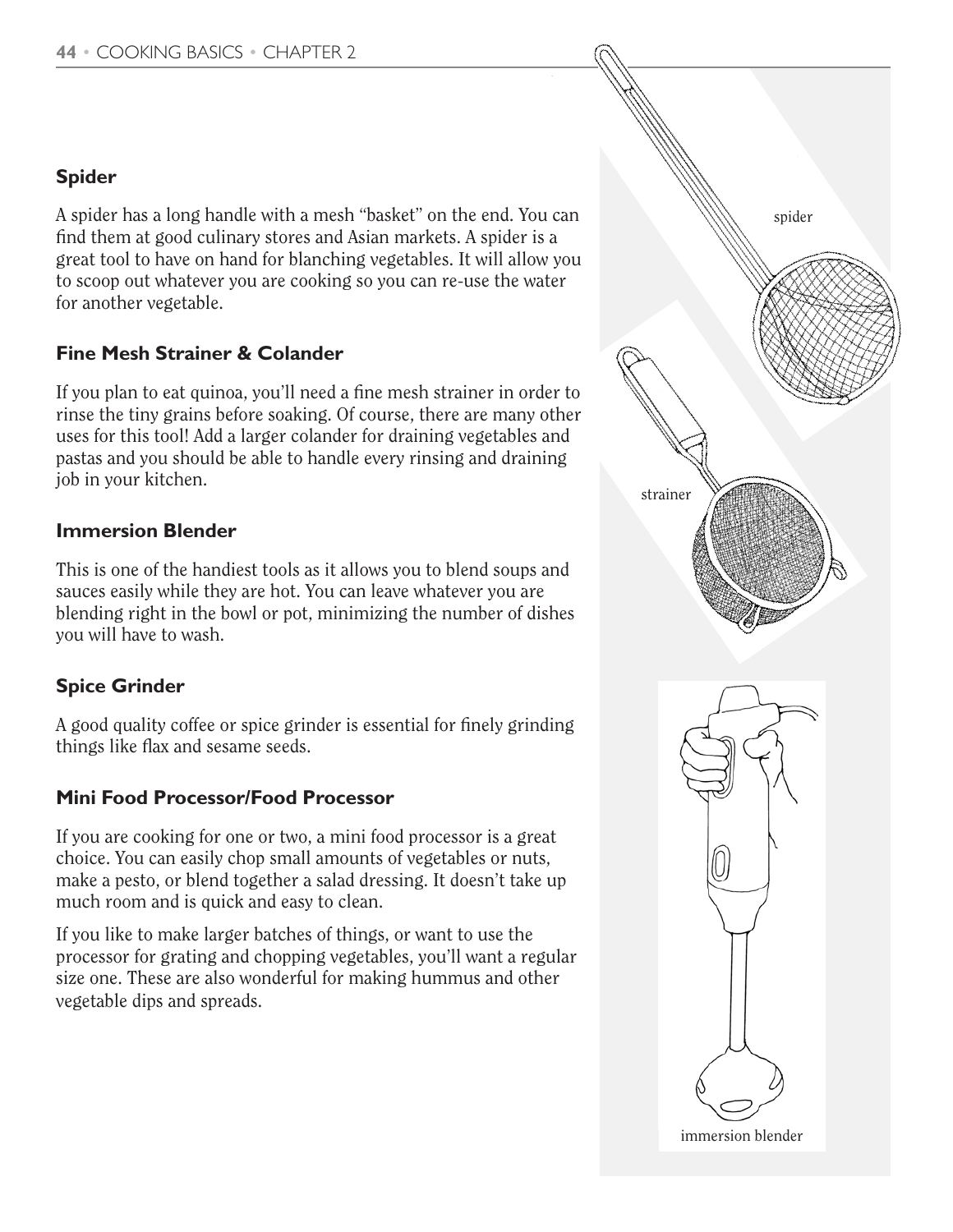## Spider

A spider has a long handle with a mesh "basket" on the end. You can find them at good culinary stores and Asian markets. A spider is a great tool to have on hand for blanching vegetables. It will allow you to scoop out whatever you are cooking so you can re-use the water for another vegetable.

## Fine Mesh Strainer & Colander

If you plan to eat quinoa, you'll need a fine mesh strainer in order to rinse the tiny grains before soaking. Of course, there are many other uses for this tool! Add a larger colander for draining vegetables and pastas and you should be able to handle every rinsing and draining job in your kitchen.

## Immersion Blender

This is one of the handiest tools as it allows you to blend soups and sauces easily while they are hot. You can leave whatever you are blending right in the bowl or pot, minimizing the number of dishes you will have to wash.

## Spice Grinder

A good quality coffee or spice grinder is essential for finely grinding things like flax and sesame seeds.

## Mini Food Processor/Food Processor

If you are cooking for one or two, a mini food processor is a great choice. You can easily chop small amounts of vegetables or nuts, make a pesto, or blend together a salad dressing. It doesn't take up much room and is quick and easy to clean.

If you like to make larger batches of things, or want to use the processor for grating and chopping vegetables, you'll want a regular size one. These are also wonderful for making hummus and other vegetable dips and spreads.

spider

strainer

immersion blender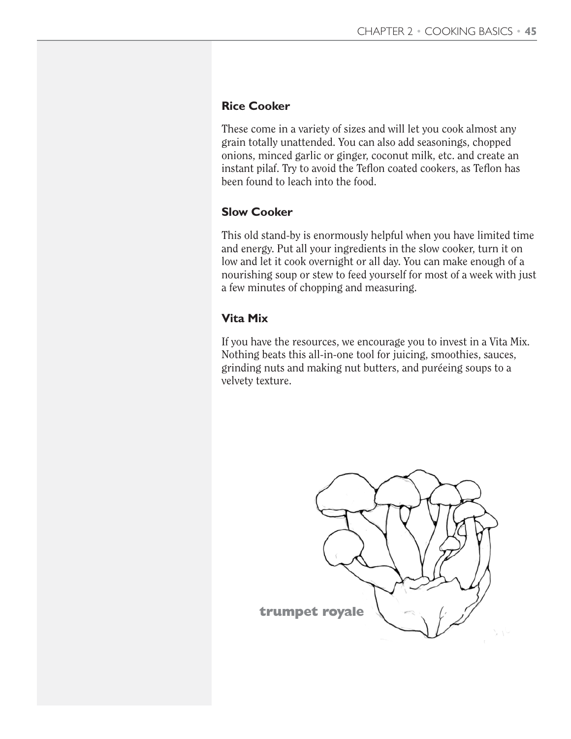### Rice Cooker

These come in a variety of sizes and will let you cook almost any grain totally unattended. You can also add seasonings, chopped onions, minced garlic or ginger, coconut milk, etc. and create an instant pilaf. Try to avoid the Teflon coated cookers, as Teflon has been found to leach into the food.

### Slow Cooker

This old stand-by is enormously helpful when you have limited time and energy. Put all your ingredients in the slow cooker, turn it on low and let it cook overnight or all day. You can make enough of a nourishing soup or stew to feed yourself for most of a week with just a few minutes of chopping and measuring.

### Vita Mix

If you have the resources, we encourage you to invest in a Vita Mix. Nothing beats this all-in-one tool for juicing, smoothies, sauces, grinding nuts and making nut butters, and puréeing soups to a velvety texture.

**trumpet royale**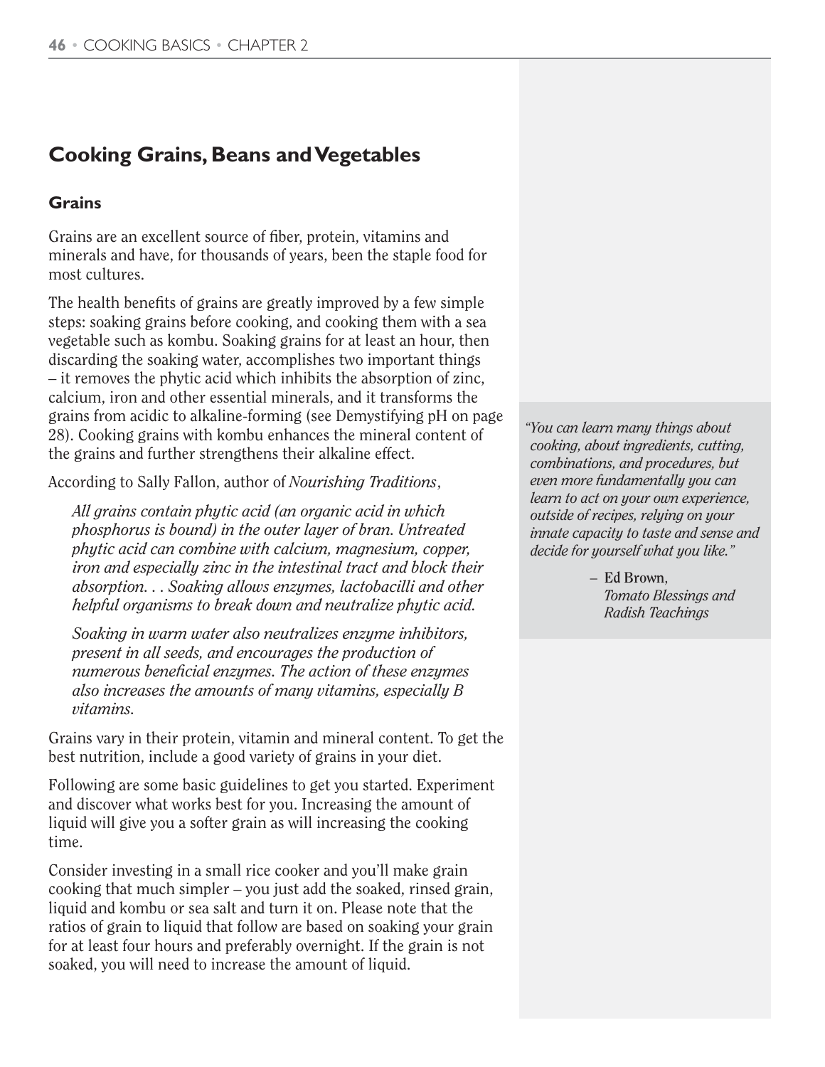## Cooking Grains, Beans and Vegetables

### Grains

Grains are an excellent source of fiber, protein, vitamins and minerals and have, for thousands of years, been the staple food for most cultures.

The health benefits of grains are greatly improved by a few simple steps: soaking grains before cooking, and cooking them with a sea vegetable such as kombu. Soaking grains for at least an hour, then discarding the soaking water, accomplishes two important things – it removes the phytic acid which inhibits the absorption of zinc, calcium, iron and other essential minerals, and it transforms the grains from acidic to alkaline-forming (see Demystifying pH on page 28). Cooking grains with kombu enhances the mineral content of the grains and further strengthens their alkaline effect.

According to Sally Fallon, author of *Nourishing Traditions*,

> *All grains contain phytic acid (an organic acid in which phosphorus is bound) in the outer layer of bran. Untreated phytic acid can combine with calcium, magnesium, copper, iron and especially zinc in the intestinal tract and block their absorption. . . Soaking allows enzymes, lactobacilli and other helpful organisms to break down and neutralize phytic acid.*
>
> *Soaking in warm water also neutralizes enzyme inhibitors, present in all seeds, and encourages the production of numerous beneficial enzymes. The action of these enzymes also increases the amounts of many vitamins, especially B vitamins.*

Grains vary in their protein, vitamin and mineral content. To get the best nutrition, include a good variety of grains in your diet.

Following are some basic guidelines to get you started. Experiment and discover what works best for you. Increasing the amount of liquid will give you a softer grain as will increasing the cooking time.

Consider investing in a small rice cooker and you'll make grain cooking that much simpler – you just add the soaked, rinsed grain, liquid and kombu or sea salt and turn it on. Please note that the ratios of grain to liquid that follow are based on soaking your grain for at least four hours and preferably overnight. If the grain is not soaked, you will need to increase the amount of liquid.

> *"You can learn many things about cooking, about ingredients, cutting, combinations, and procedures, but even more fundamentally you can learn to act on your own experience, outside of recipes, relying on your innate capacity to taste and sense and decide for yourself what you like."*
>
> – **Ed Brown**, *Tomato Blessings and Radish Teachings*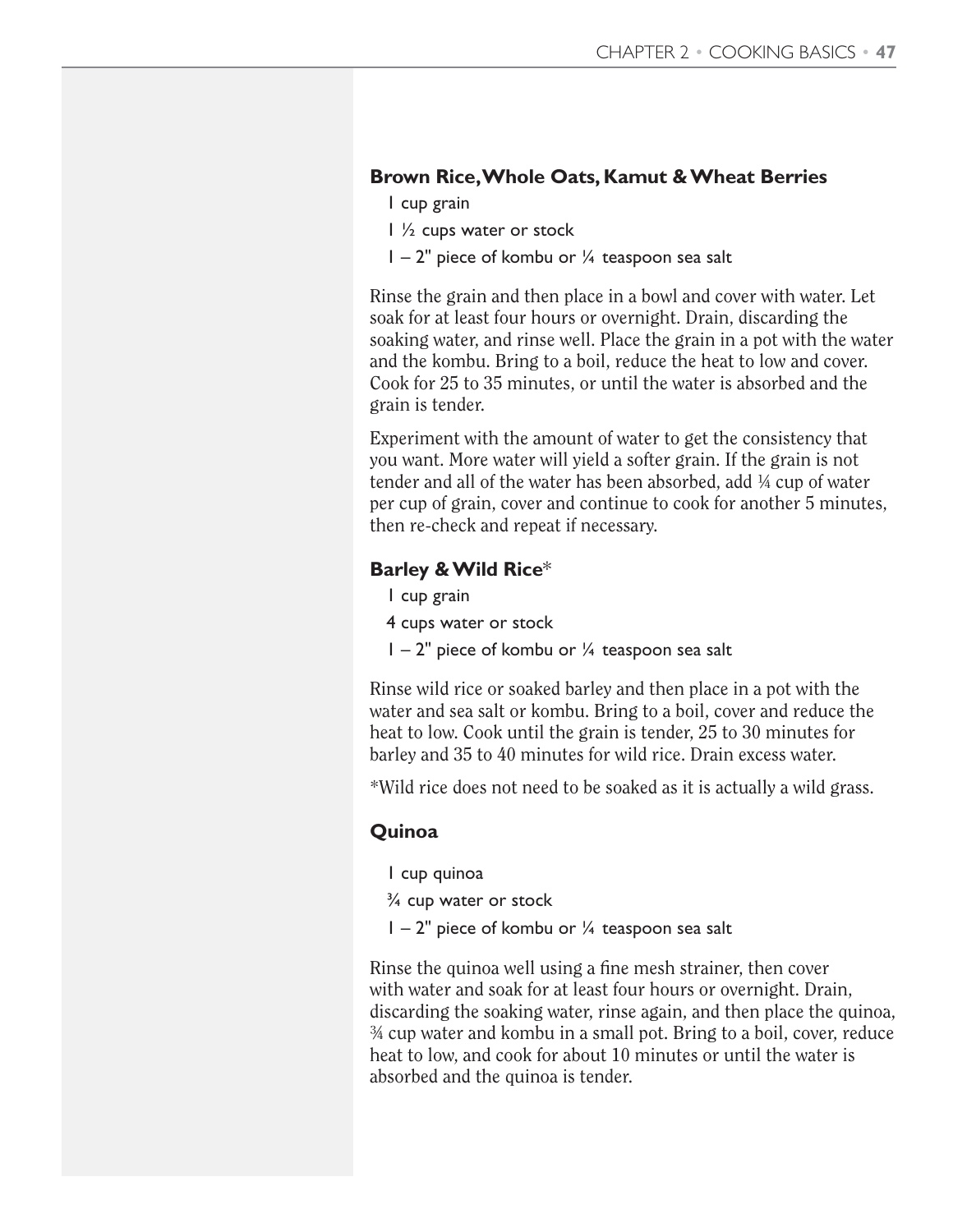### Brown Rice, Whole Oats, Kamut & Wheat Berries

1 cup grain

1 ½ cups water or stock

1 – 2" piece of kombu or ¼ teaspoon sea salt

Rinse the grain and then place in a bowl and cover with water. Let soak for at least four hours or overnight. Drain, discarding the soaking water, and rinse well. Place the grain in a pot with the water and the kombu. Bring to a boil, reduce the heat to low and cover. Cook for 25 to 35 minutes, or until the water is absorbed and the grain is tender.

Experiment with the amount of water to get the consistency that you want. More water will yield a softer grain. If the grain is not tender and all of the water has been absorbed, add ¼ cup of water per cup of grain, cover and continue to cook for another 5 minutes, then re-check and repeat if necessary.

### Barley & Wild Rice*

1 cup grain

4 cups water or stock

1 – 2" piece of kombu or ¼ teaspoon sea salt

Rinse wild rice or soaked barley and then place in a pot with the water and sea salt or kombu. Bring to a boil, cover and reduce the heat to low. Cook until the grain is tender, 25 to 30 minutes for barley and 35 to 40 minutes for wild rice. Drain excess water.

*Wild rice does not need to be soaked as it is actually a wild grass.

### Quinoa

1 cup quinoa

¾ cup water or stock

1 – 2" piece of kombu or ¼ teaspoon sea salt

Rinse the quinoa well using a fine mesh strainer, then cover with water and soak for at least four hours or overnight. Drain, discarding the soaking water, rinse again, and then place the quinoa, ¾ cup water and kombu in a small pot. Bring to a boil, cover, reduce heat to low, and cook for about 10 minutes or until the water is absorbed and the quinoa is tender.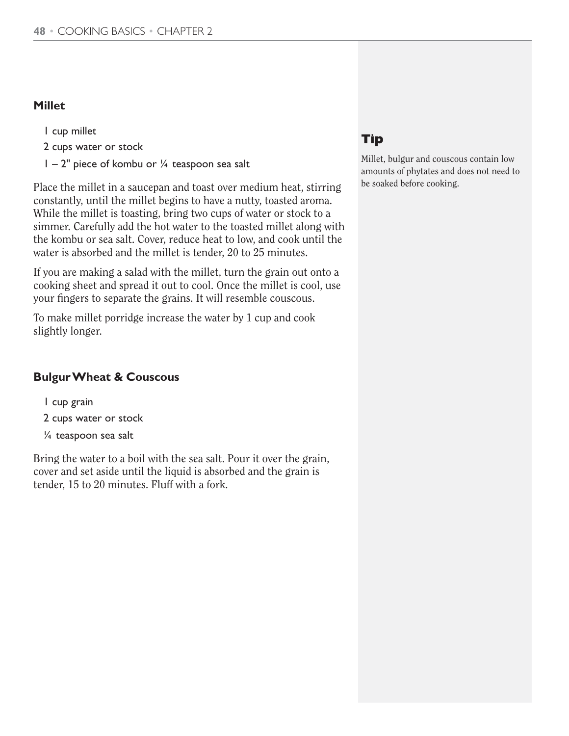### Millet

- 1 cup millet
- 2 cups water or stock
- 1 – 2" piece of kombu or ¼ teaspoon sea salt

Place the millet in a saucepan and toast over medium heat, stirring constantly, until the millet begins to have a nutty, toasted aroma. While the millet is toasting, bring two cups of water or stock to a simmer. Carefully add the hot water to the toasted millet along with the kombu or sea salt. Cover, reduce heat to low, and cook until the water is absorbed and the millet is tender, 20 to 25 minutes.

If you are making a salad with the millet, turn the grain out onto a cooking sheet and spread it out to cool. Once the millet is cool, use your fingers to separate the grains. It will resemble couscous.

To make millet porridge increase the water by 1 cup and cook slightly longer.

### Bulgur Wheat & Couscous

- 1 cup grain
- 2 cups water or stock
- ¼ teaspoon sea salt

Bring the water to a boil with the sea salt. Pour it over the grain, cover and set aside until the liquid is absorbed and the grain is tender, 15 to 20 minutes. Fluff with a fork.

### Tip

Millet, bulgur and couscous contain low amounts of phytates and does not need to be soaked before cooking.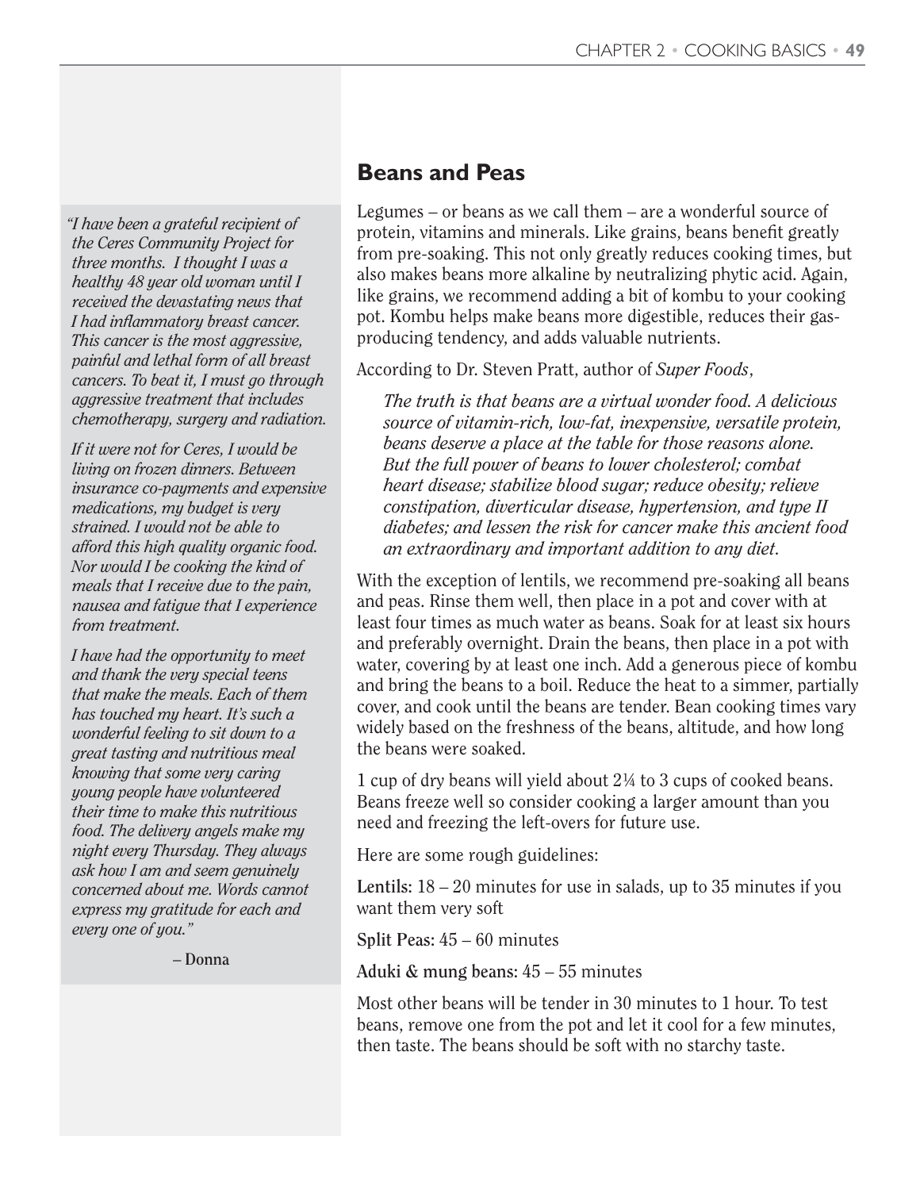*"I have been a grateful recipient of the Ceres Community Project for three months. I thought I was a healthy 48 year old woman until I received the devastating news that I had inflammatory breast cancer. This cancer is the most aggressive, painful and lethal form of all breast cancers. To beat it, I must go through aggressive treatment that includes chemotherapy, surgery and radiation.*

*If it were not for Ceres, I would be living on frozen dinners. Between insurance co-payments and expensive medications, my budget is very strained. I would not be able to afford this high quality organic food. Nor would I be cooking the kind of meals that I receive due to the pain, nausea and fatigue that I experience from treatment.*

*I have had the opportunity to meet and thank the very special teens that make the meals. Each of them has touched my heart. It's such a wonderful feeling to sit down to a great tasting and nutritious meal knowing that some very caring young people have volunteered their time to make this nutritious food. The delivery angels make my night every Thursday. They always ask how I am and seem genuinely concerned about me. Words cannot express my gratitude for each and every one of you."*

– Donna

## Beans and Peas

Legumes – or beans as we call them – are a wonderful source of protein, vitamins and minerals. Like grains, beans benefit greatly from pre-soaking. This not only greatly reduces cooking times, but also makes beans more alkaline by neutralizing phytic acid. Again, like grains, we recommend adding a bit of kombu to your cooking pot. Kombu helps make beans more digestible, reduces their gas-producing tendency, and adds valuable nutrients.

According to Dr. Steven Pratt, author of *Super Foods*,

> *The truth is that beans are a virtual wonder food. A delicious source of vitamin-rich, low-fat, inexpensive, versatile protein, beans deserve a place at the table for those reasons alone. But the full power of beans to lower cholesterol; combat heart disease; stabilize blood sugar; reduce obesity; relieve constipation, diverticular disease, hypertension, and type II diabetes; and lessen the risk for cancer make this ancient food an extraordinary and important addition to any diet.*

With the exception of lentils, we recommend pre-soaking all beans and peas. Rinse them well, then place in a pot and cover with at least four times as much water as beans. Soak for at least six hours and preferably overnight. Drain the beans, then place in a pot with water, covering by at least one inch. Add a generous piece of kombu and bring the beans to a boil. Reduce the heat to a simmer, partially cover, and cook until the beans are tender. Bean cooking times vary widely based on the freshness of the beans, altitude, and how long the beans were soaked.

1 cup of dry beans will yield about 2¼ to 3 cups of cooked beans. Beans freeze well so consider cooking a larger amount than you need and freezing the left-overs for future use.

Here are some rough guidelines:

**Lentils:** 18 – 20 minutes for use in salads, up to 35 minutes if you want them very soft

**Split Peas:** 45 – 60 minutes

**Aduki & mung beans:** 45 – 55 minutes

Most other beans will be tender in 30 minutes to 1 hour. To test beans, remove one from the pot and let it cool for a few minutes, then taste. The beans should be soft with no starchy taste.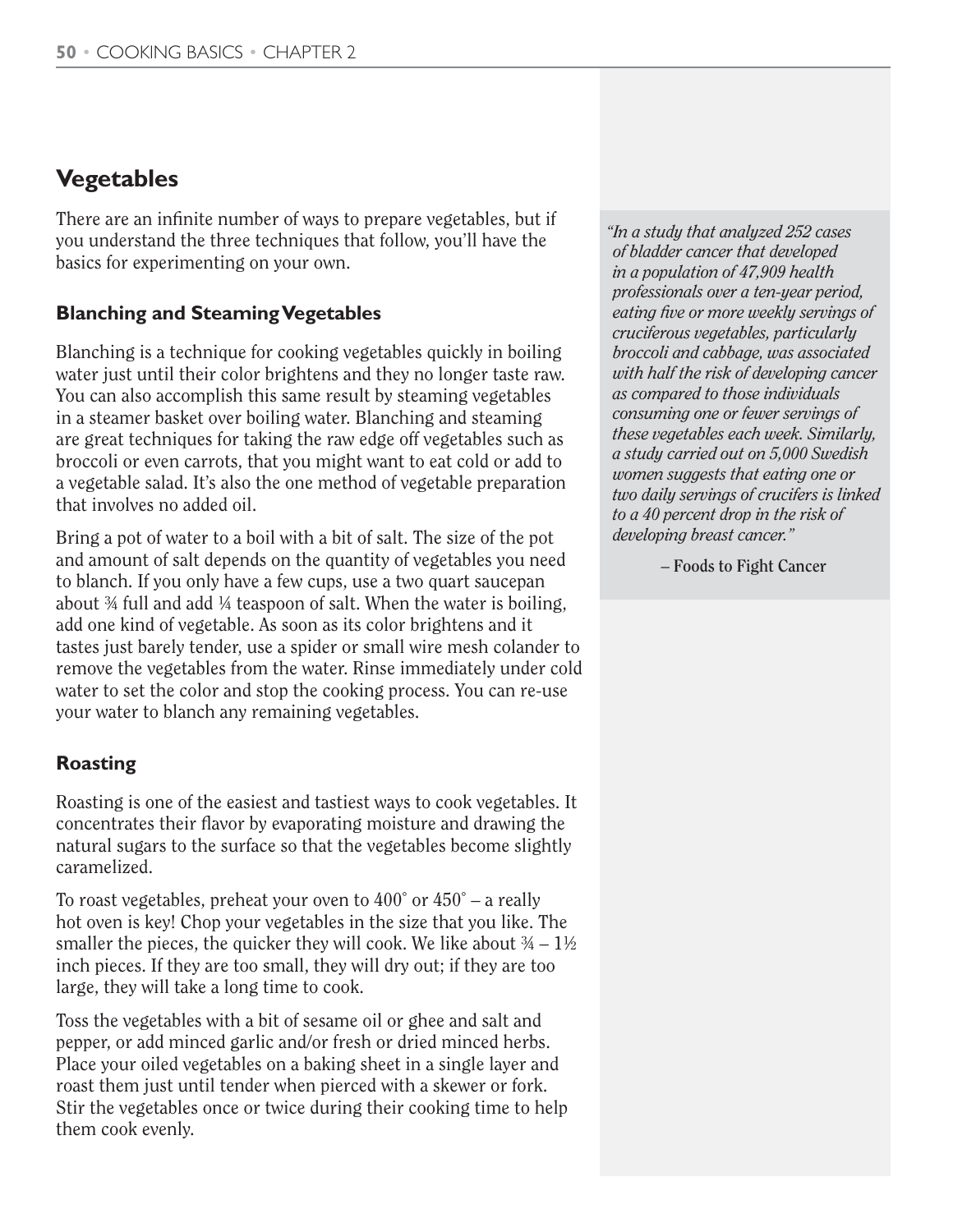## Vegetables

There are an infinite number of ways to prepare vegetables, but if you understand the three techniques that follow, you'll have the basics for experimenting on your own.

### Blanching and Steaming Vegetables

Blanching is a technique for cooking vegetables quickly in boiling water just until their color brightens and they no longer taste raw. You can also accomplish this same result by steaming vegetables in a steamer basket over boiling water. Blanching and steaming are great techniques for taking the raw edge off vegetables such as broccoli or even carrots, that you might want to eat cold or add to a vegetable salad. It's also the one method of vegetable preparation that involves no added oil.

Bring a pot of water to a boil with a bit of salt. The size of the pot and amount of salt depends on the quantity of vegetables you need to blanch. If you only have a few cups, use a two quart saucepan about ¾ full and add ¼ teaspoon of salt. When the water is boiling, add one kind of vegetable. As soon as its color brightens and it tastes just barely tender, use a spider or small wire mesh colander to remove the vegetables from the water. Rinse immediately under cold water to set the color and stop the cooking process. You can re-use your water to blanch any remaining vegetables.

### Roasting

Roasting is one of the easiest and tastiest ways to cook vegetables. It concentrates their flavor by evaporating moisture and drawing the natural sugars to the surface so that the vegetables become slightly caramelized.

To roast vegetables, preheat your oven to 400˚ or 450˚ – a really hot oven is key! Chop your vegetables in the size that you like. The smaller the pieces, the quicker they will cook. We like about ¾ – 1½ inch pieces. If they are too small, they will dry out; if they are too large, they will take a long time to cook.

Toss the vegetables with a bit of sesame oil or ghee and salt and pepper, or add minced garlic and/or fresh or dried minced herbs. Place your oiled vegetables on a baking sheet in a single layer and roast them just until tender when pierced with a skewer or fork. Stir the vegetables once or twice during their cooking time to help them cook evenly.

> *"In a study that analyzed 252 cases of bladder cancer that developed in a population of 47,909 health professionals over a ten-year period, eating five or more weekly servings of cruciferous vegetables, particularly broccoli and cabbage, was associated with half the risk of developing cancer as compared to those individuals consuming one or fewer servings of these vegetables each week. Similarly, a study carried out on 5,000 Swedish women suggests that eating one or two daily servings of crucifers is linked to a 40 percent drop in the risk of developing breast cancer."*
>
> – Foods to Fight Cancer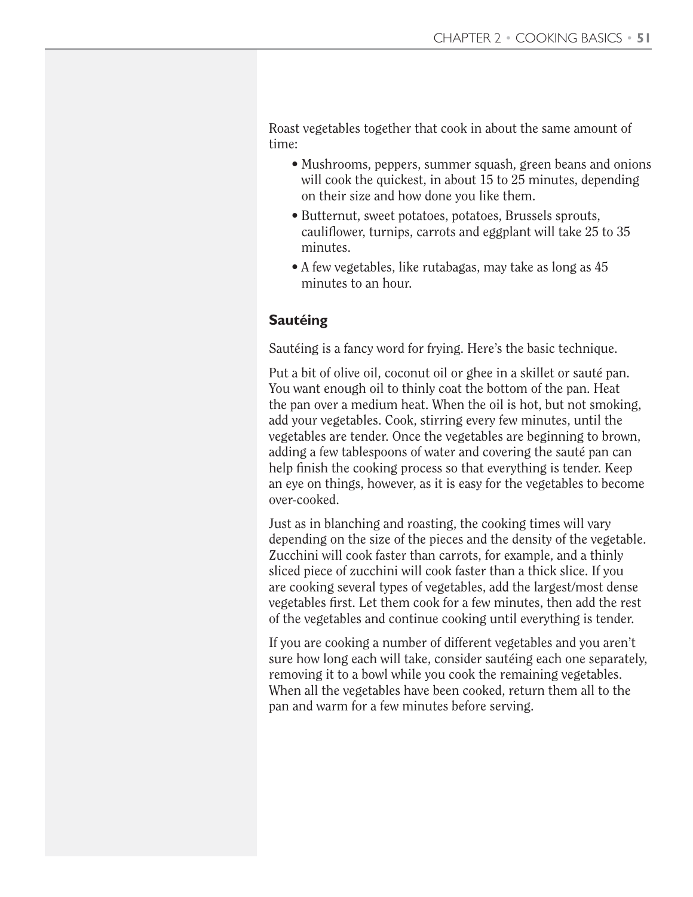Roast vegetables together that cook in about the same amount of time:

- Mushrooms, peppers, summer squash, green beans and onions will cook the quickest, in about 15 to 25 minutes, depending on their size and how done you like them.
- Butternut, sweet potatoes, potatoes, Brussels sprouts, cauliflower, turnips, carrots and eggplant will take 25 to 35 minutes.
- A few vegetables, like rutabagas, may take as long as 45 minutes to an hour.

### Sautéing

Sautéing is a fancy word for frying. Here's the basic technique.

Put a bit of olive oil, coconut oil or ghee in a skillet or sauté pan. You want enough oil to thinly coat the bottom of the pan. Heat the pan over a medium heat. When the oil is hot, but not smoking, add your vegetables. Cook, stirring every few minutes, until the vegetables are tender. Once the vegetables are beginning to brown, adding a few tablespoons of water and covering the sauté pan can help finish the cooking process so that everything is tender. Keep an eye on things, however, as it is easy for the vegetables to become over-cooked.

Just as in blanching and roasting, the cooking times will vary depending on the size of the pieces and the density of the vegetable. Zucchini will cook faster than carrots, for example, and a thinly sliced piece of zucchini will cook faster than a thick slice. If you are cooking several types of vegetables, add the largest/most dense vegetables first. Let them cook for a few minutes, then add the rest of the vegetables and continue cooking until everything is tender.

If you are cooking a number of different vegetables and you aren't sure how long each will take, consider sautéing each one separately, removing it to a bowl while you cook the remaining vegetables. When all the vegetables have been cooked, return them all to the pan and warm for a few minutes before serving.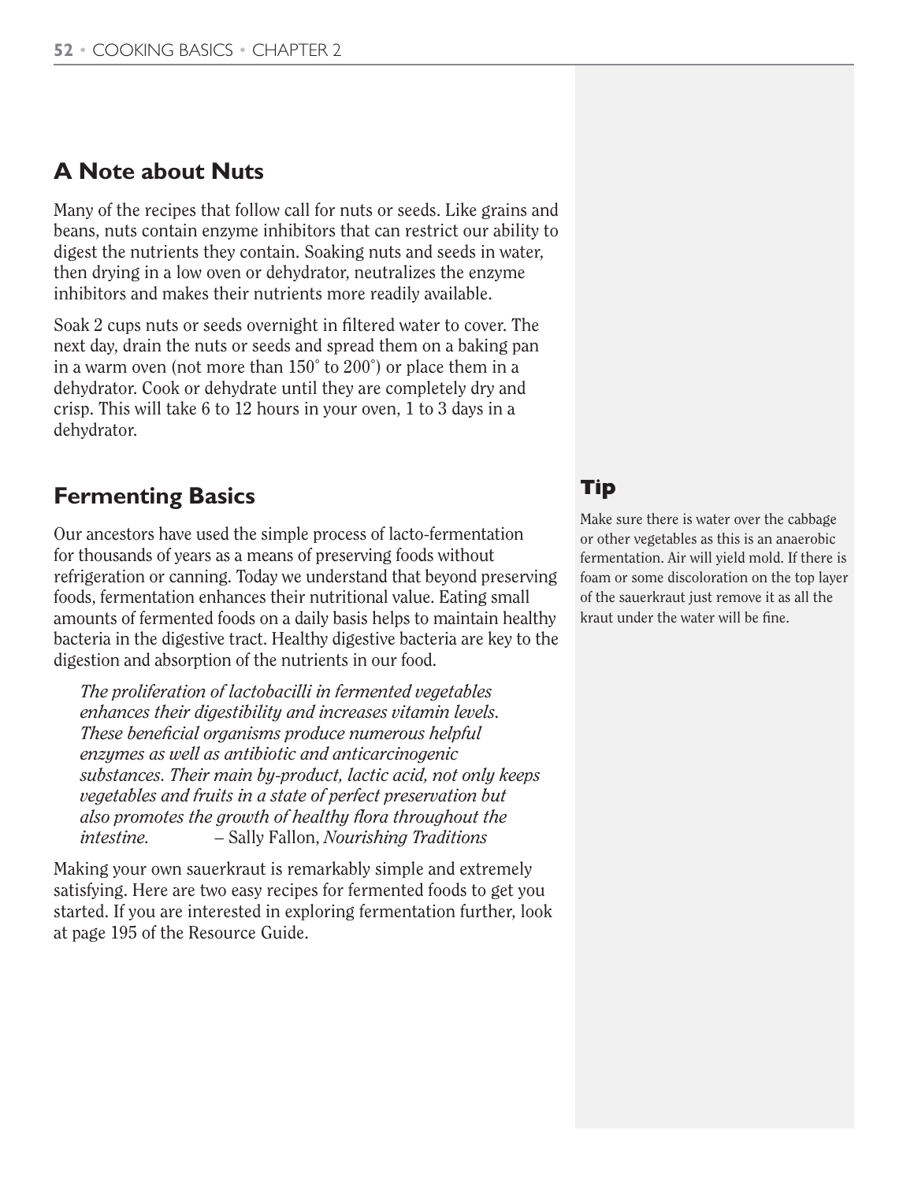## A Note about Nuts

Many of the recipes that follow call for nuts or seeds. Like grains and beans, nuts contain enzyme inhibitors that can restrict our ability to digest the nutrients they contain. Soaking nuts and seeds in water, then drying in a low oven or dehydrator, neutralizes the enzyme inhibitors and makes their nutrients more readily available.

Soak 2 cups nuts or seeds overnight in filtered water to cover. The next day, drain the nuts or seeds and spread them on a baking pan in a warm oven (not more than 150˚ to 200˚) or place them in a dehydrator. Cook or dehydrate until they are completely dry and crisp. This will take 6 to 12 hours in your oven, 1 to 3 days in a dehydrator.

## Fermenting Basics

Our ancestors have used the simple process of lacto-fermentation for thousands of years as a means of preserving foods without refrigeration or canning. Today we understand that beyond preserving foods, fermentation enhances their nutritional value. Eating small amounts of fermented foods on a daily basis helps to maintain healthy bacteria in the digestive tract. Healthy digestive bacteria are key to the digestion and absorption of the nutrients in our food.

> *The proliferation of lactobacilli in fermented vegetables enhances their digestibility and increases vitamin levels. These beneficial organisms produce numerous helpful enzymes as well as antibiotic and anticarcinogenic substances. Their main by-product, lactic acid, not only keeps vegetables and fruits in a state of perfect preservation but also promotes the growth of healthy flora throughout the intestine.* – Sally Fallon, *Nourishing Traditions*

Making your own sauerkraut is remarkably simple and extremely satisfying. Here are two easy recipes for fermented foods to get you started. If you are interested in exploring fermentation further, look at page 195 of the Resource Guide.

### Tip

Make sure there is water over the cabbage or other vegetables as this is an anaerobic fermentation. Air will yield mold. If there is foam or some discoloration on the top layer of the sauerkraut just remove it as all the kraut under the water will be fine.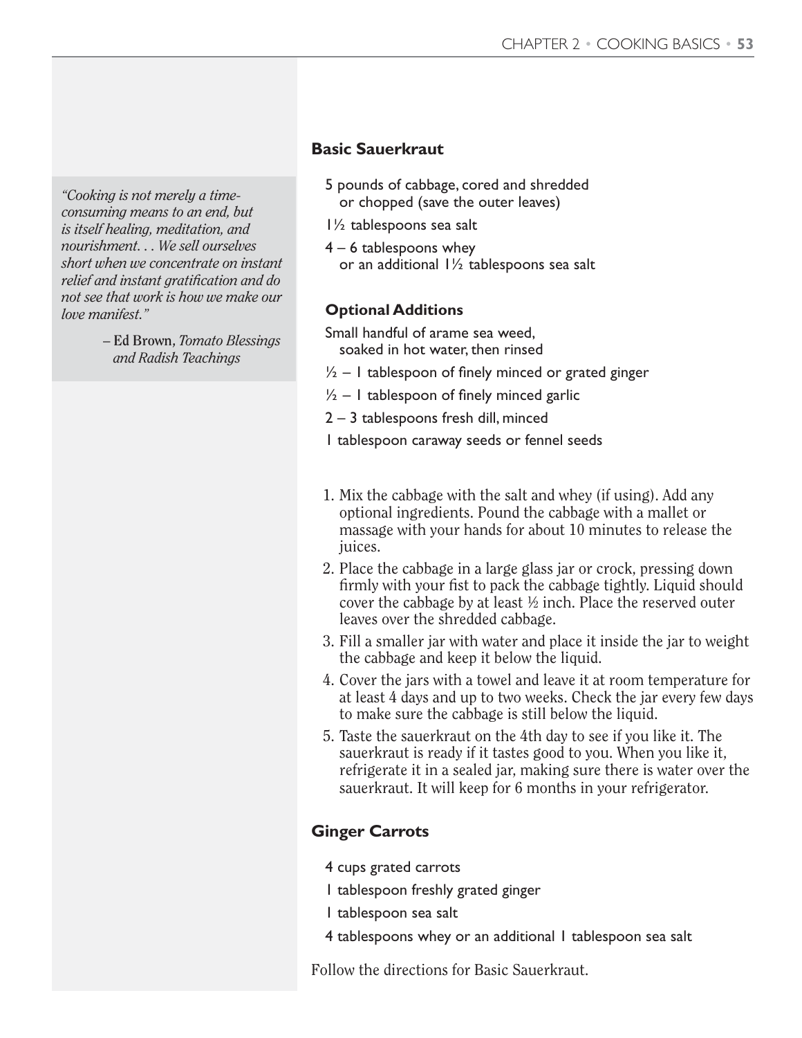> *"Cooking is not merely a time-consuming means to an end, but is itself healing, meditation, and nourishment. . . We sell ourselves short when we concentrate on instant relief and instant gratification and do not see that work is how we make our love manifest."*
>
> – Ed Brown, *Tomato Blessings and Radish Teachings*

## Basic Sauerkraut

5 pounds of cabbage, cored and shredded or chopped (save the outer leaves)

1½ tablespoons sea salt

4 – 6 tablespoons whey or an additional 1½ tablespoons sea salt

### Optional Additions

Small handful of arame sea weed, soaked in hot water, then rinsed

½ – 1 tablespoon of finely minced or grated ginger

½ – 1 tablespoon of finely minced garlic

2 – 3 tablespoons fresh dill, minced

1 tablespoon caraway seeds or fennel seeds

1. Mix the cabbage with the salt and whey (if using). Add any optional ingredients. Pound the cabbage with a mallet or massage with your hands for about 10 minutes to release the juices.
2. Place the cabbage in a large glass jar or crock, pressing down firmly with your fist to pack the cabbage tightly. Liquid should cover the cabbage by at least ½ inch. Place the reserved outer leaves over the shredded cabbage.
3. Fill a smaller jar with water and place it inside the jar to weight the cabbage and keep it below the liquid.
4. Cover the jars with a towel and leave it at room temperature for at least 4 days and up to two weeks. Check the jar every few days to make sure the cabbage is still below the liquid.
5. Taste the sauerkraut on the 4th day to see if you like it. The sauerkraut is ready if it tastes good to you. When you like it, refrigerate it in a sealed jar, making sure there is water over the sauerkraut. It will keep for 6 months in your refrigerator.

## Ginger Carrots

4 cups grated carrots

1 tablespoon freshly grated ginger

1 tablespoon sea salt

4 tablespoons whey or an additional 1 tablespoon sea salt

Follow the directions for Basic Sauerkraut.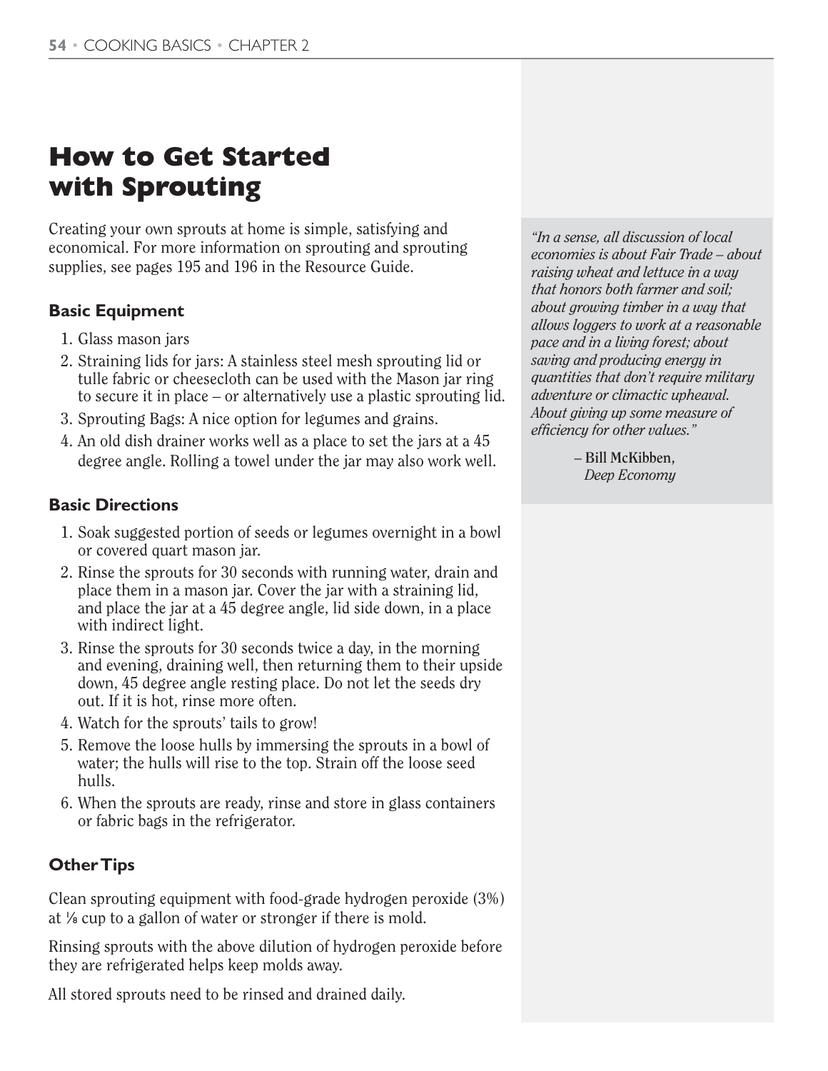# How to Get Started with Sprouting

Creating your own sprouts at home is simple, satisfying and economical. For more information on sprouting and sprouting supplies, see pages 195 and 196 in the Resource Guide.

### Basic Equipment

1. Glass mason jars
2. Straining lids for jars: A stainless steel mesh sprouting lid or tulle fabric or cheesecloth can be used with the Mason jar ring to secure it in place – or alternatively use a plastic sprouting lid.
3. Sprouting Bags: A nice option for legumes and grains.
4. An old dish drainer works well as a place to set the jars at a 45 degree angle. Rolling a towel under the jar may also work well.

### Basic Directions

1. Soak suggested portion of seeds or legumes overnight in a bowl or covered quart mason jar.
2. Rinse the sprouts for 30 seconds with running water, drain and place them in a mason jar. Cover the jar with a straining lid, and place the jar at a 45 degree angle, lid side down, in a place with indirect light.
3. Rinse the sprouts for 30 seconds twice a day, in the morning and evening, draining well, then returning them to their upside down, 45 degree angle resting place. Do not let the seeds dry out. If it is hot, rinse more often.
4. Watch for the sprouts' tails to grow!
5. Remove the loose hulls by immersing the sprouts in a bowl of water; the hulls will rise to the top. Strain off the loose seed hulls.
6. When the sprouts are ready, rinse and store in glass containers or fabric bags in the refrigerator.

### Other Tips

Clean sprouting equipment with food-grade hydrogen peroxide (3%) at ⅛ cup to a gallon of water or stronger if there is mold.

Rinsing sprouts with the above dilution of hydrogen peroxide before they are refrigerated helps keep molds away.

All stored sprouts need to be rinsed and drained daily.

*"In a sense, all discussion of local economies is about Fair Trade – about raising wheat and lettuce in a way that honors both farmer and soil; about growing timber in a way that allows loggers to work at a reasonable pace and in a living forest; about saving and producing energy in quantities that don't require military adventure or climactic upheaval. About giving up some measure of efficiency for other values."*

– **Bill McKibben,** *Deep Economy*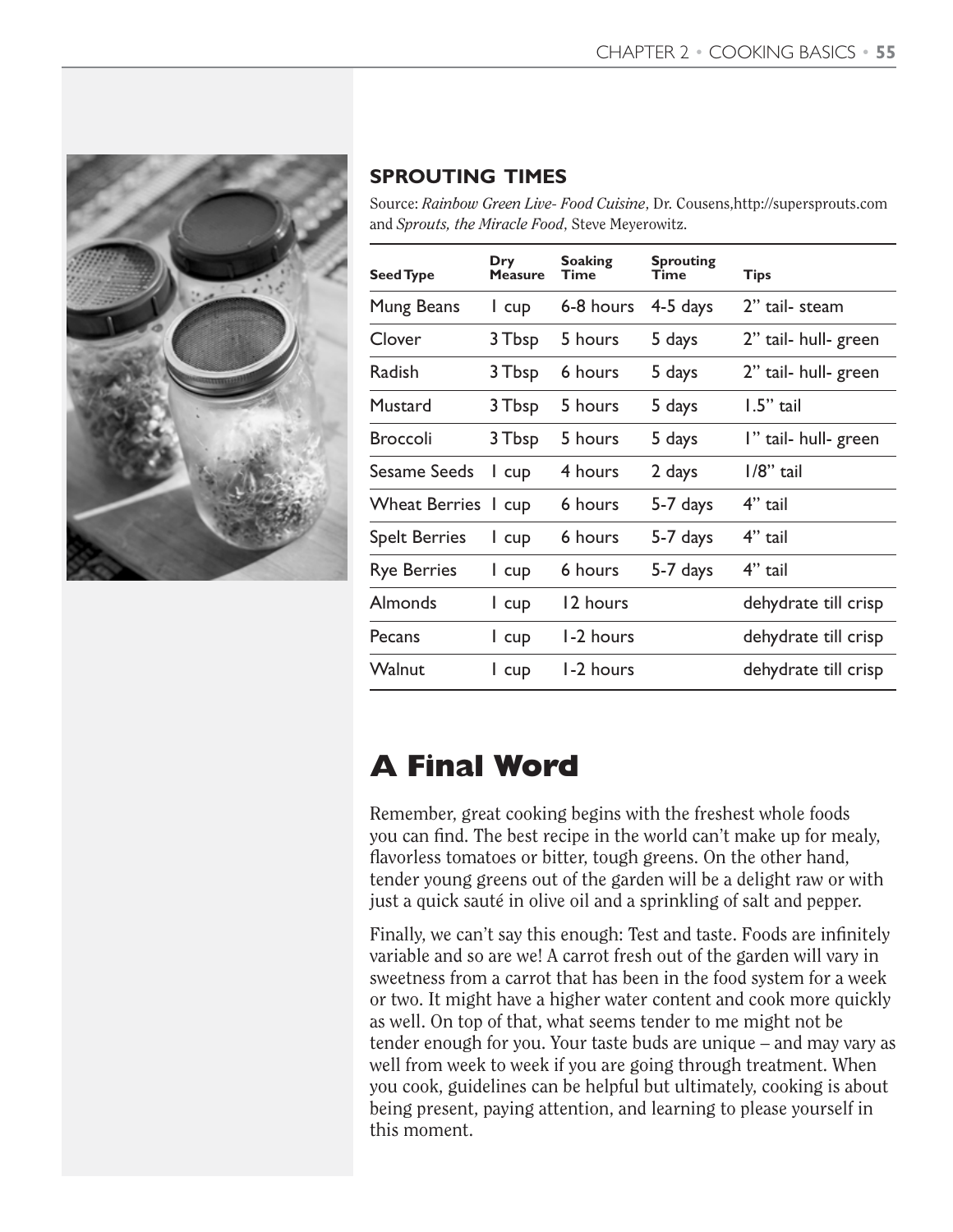## SPROUTING TIMES

Source: *Rainbow Green Live- Food Cuisine*, Dr. Cousens,http://supersprouts.com and *Sprouts, the Miracle Food*, Steve Meyerowitz.

| Seed Type | Dry Measure | Soaking Time | Sprouting Time | Tips |
|---|---|---|---|---|
| Mung Beans | 1 cup | 6-8 hours | 4-5 days | 2" tail- steam |
| Clover | 3 Tbsp | 5 hours | 5 days | 2" tail- hull- green |
| Radish | 3 Tbsp | 6 hours | 5 days | 2" tail- hull- green |
| Mustard | 3 Tbsp | 5 hours | 5 days | 1.5" tail |
| Broccoli | 3 Tbsp | 5 hours | 5 days | 1" tail- hull- green |
| Sesame Seeds | 1 cup | 4 hours | 2 days | 1/8" tail |
| Wheat Berries | 1 cup | 6 hours | 5-7 days | 4" tail |
| Spelt Berries | 1 cup | 6 hours | 5-7 days | 4" tail |
| Rye Berries | 1 cup | 6 hours | 5-7 days | 4" tail |
| Almonds | 1 cup | 12 hours | | dehydrate till crisp |
| Pecans | 1 cup | 1-2 hours | | dehydrate till crisp |
| Walnut | 1 cup | 1-2 hours | | dehydrate till crisp |

# A Final Word

Remember, great cooking begins with the freshest whole foods you can find. The best recipe in the world can't make up for mealy, flavorless tomatoes or bitter, tough greens. On the other hand, tender young greens out of the garden will be a delight raw or with just a quick sauté in olive oil and a sprinkling of salt and pepper.

Finally, we can't say this enough: Test and taste. Foods are infinitely variable and so are we! A carrot fresh out of the garden will vary in sweetness from a carrot that has been in the food system for a week or two. It might have a higher water content and cook more quickly as well. On top of that, what seems tender to me might not be tender enough for you. Your taste buds are unique – and may vary as well from week to week if you are going through treatment. When you cook, guidelines can be helpful but ultimately, cooking is about being present, paying attention, and learning to please yourself in this moment.